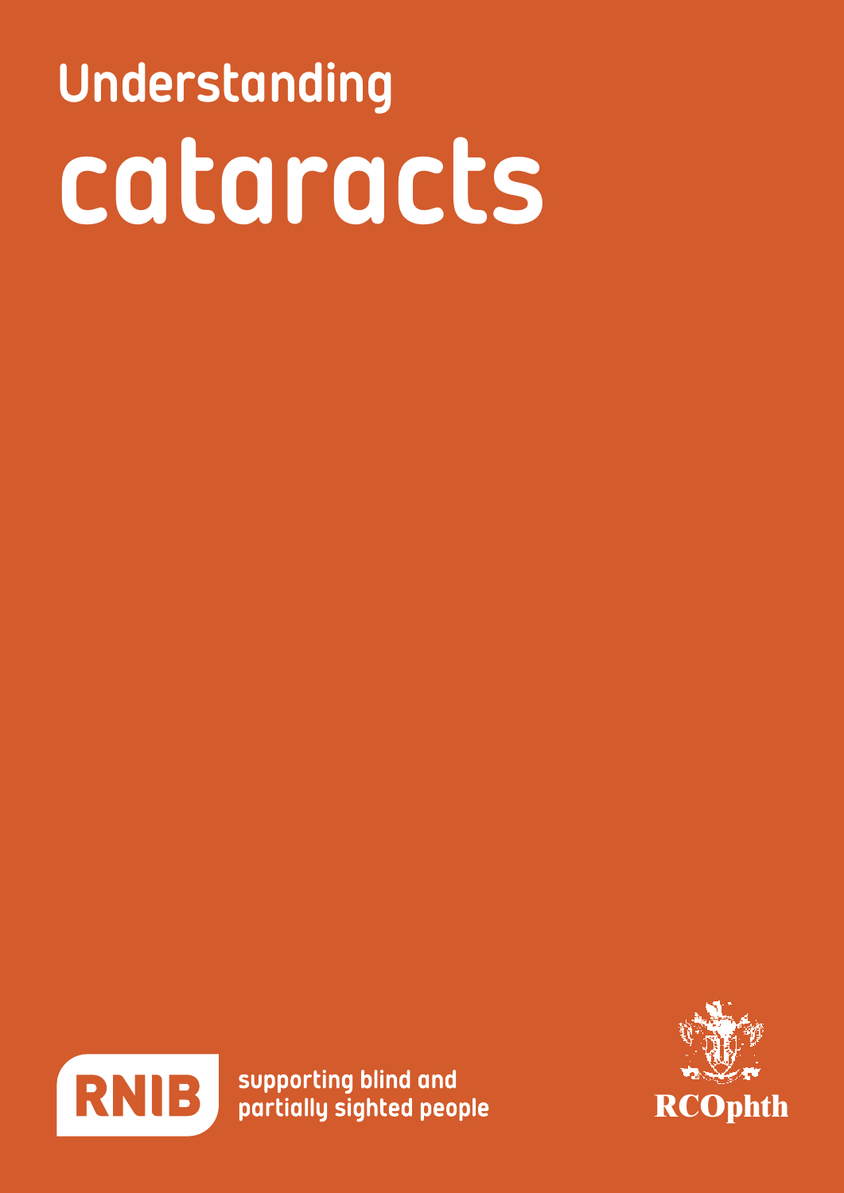# Understanding cataracts

RNIB supporting blind and partially sighted people

RCOphth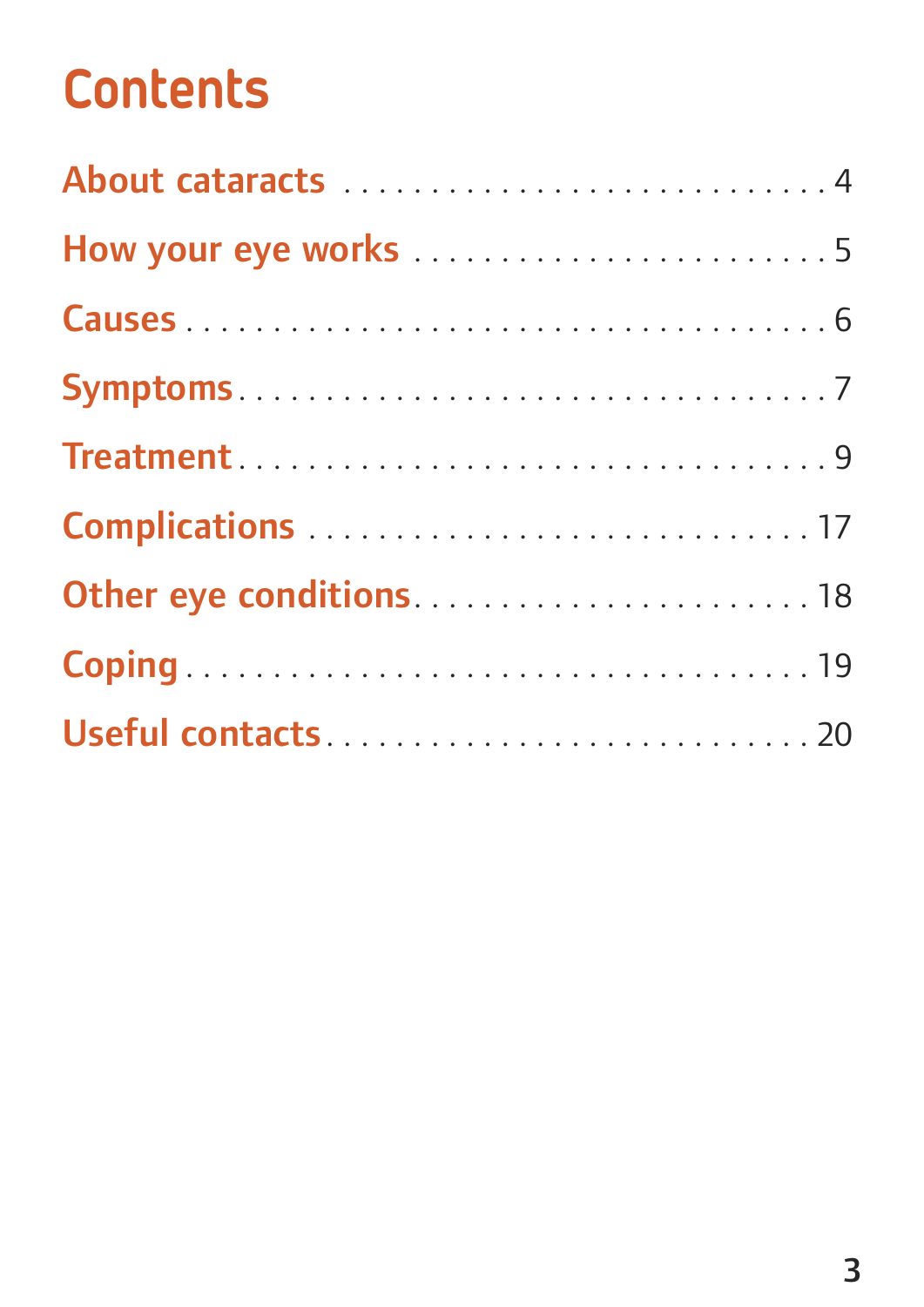# Contents

- About cataracts ... 4
- How your eye works ... 5
- Causes ... 6
- Symptoms ... 7
- Treatment ... 9
- Complications ... 17
- Other eye conditions ... 18
- Coping ... 19
- Useful contacts ... 20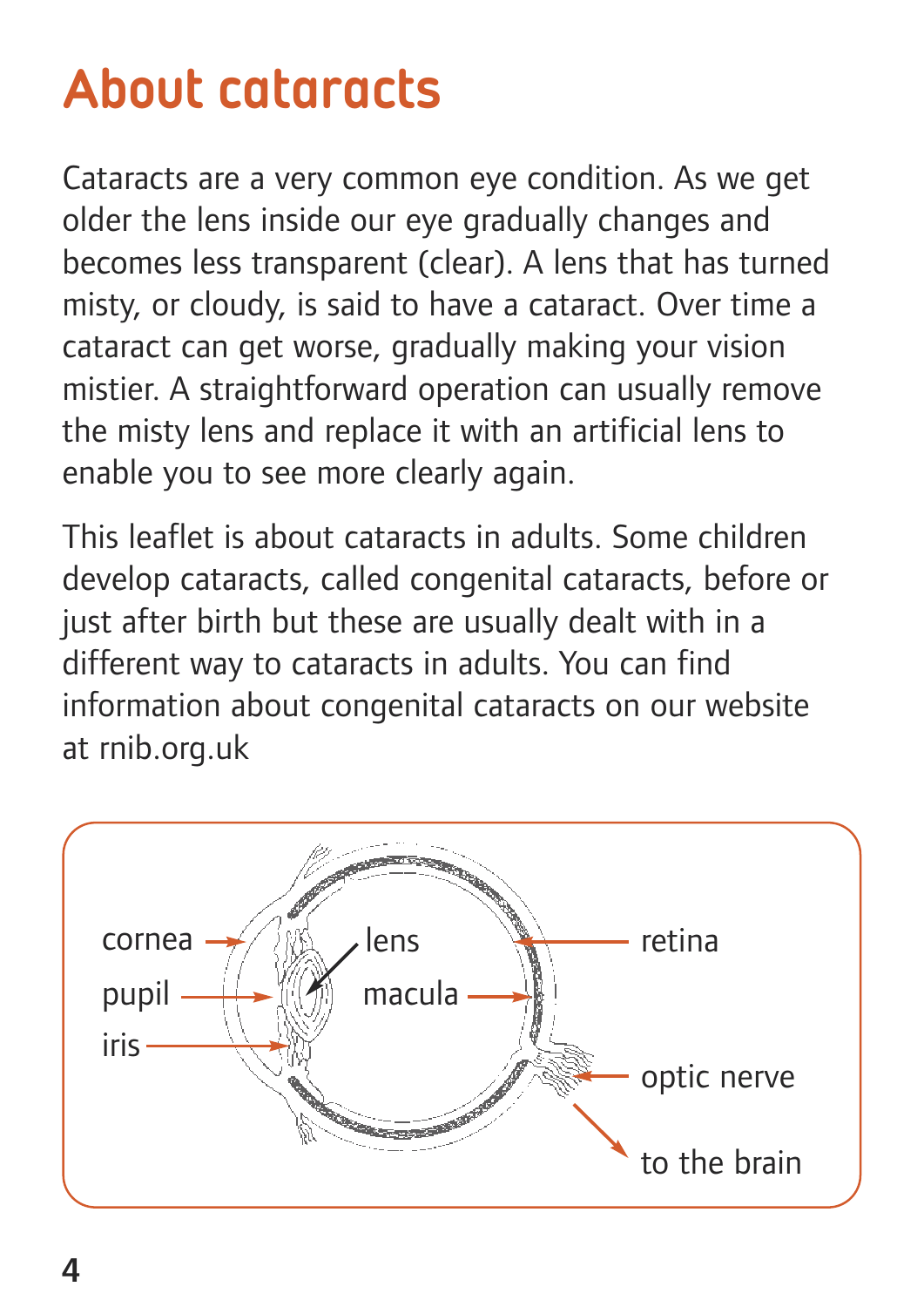# About cataracts

Cataracts are a very common eye condition. As we get older the lens inside our eye gradually changes and becomes less transparent (clear). A lens that has turned misty, or cloudy, is said to have a cataract. Over time a cataract can get worse, gradually making your vision mistier. A straightforward operation can usually remove the misty lens and replace it with an artificial lens to enable you to see more clearly again.

This leaflet is about cataracts in adults. Some children develop cataracts, called congenital cataracts, before or just after birth but these are usually dealt with in a different way to cataracts in adults. You can find information about congenital cataracts on our website at rnib.org.uk

cornea  
pupil  
iris  
lens  
macula  
retina  
optic nerve  
to the brain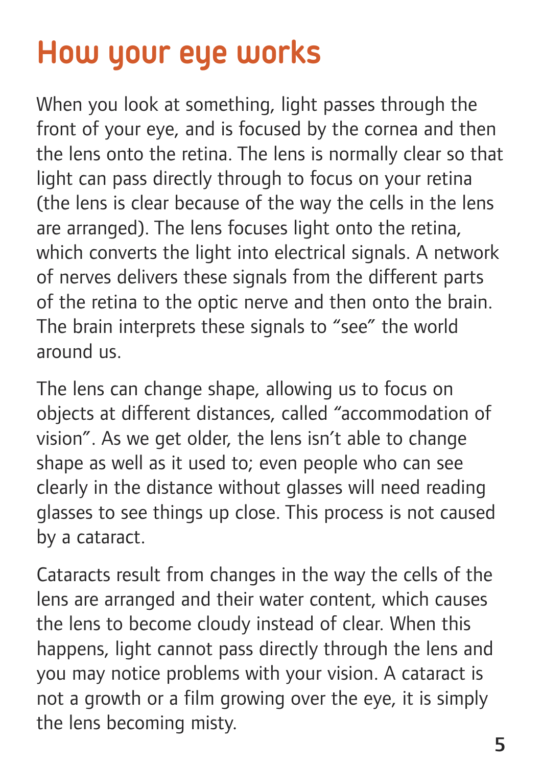# How your eye works

When you look at something, light passes through the front of your eye, and is focused by the cornea and then the lens onto the retina. The lens is normally clear so that light can pass directly through to focus on your retina (the lens is clear because of the way the cells in the lens are arranged). The lens focuses light onto the retina, which converts the light into electrical signals. A network of nerves delivers these signals from the different parts of the retina to the optic nerve and then onto the brain. The brain interprets these signals to "see" the world around us.

The lens can change shape, allowing us to focus on objects at different distances, called "accommodation of vision". As we get older, the lens isn't able to change shape as well as it used to; even people who can see clearly in the distance without glasses will need reading glasses to see things up close. This process is not caused by a cataract.

Cataracts result from changes in the way the cells of the lens are arranged and their water content, which causes the lens to become cloudy instead of clear. When this happens, light cannot pass directly through the lens and you may notice problems with your vision. A cataract is not a growth or a film growing over the eye, it is simply the lens becoming misty.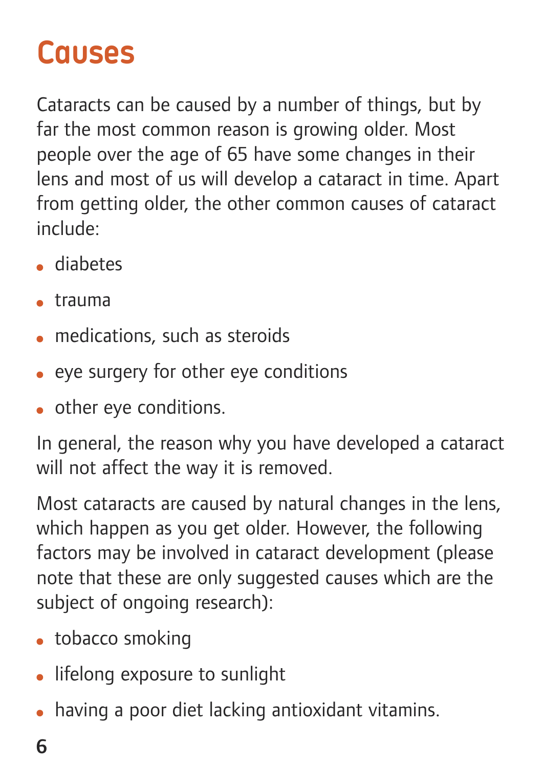# Causes

Cataracts can be caused by a number of things, but by far the most common reason is growing older. Most people over the age of 65 have some changes in their lens and most of us will develop a cataract in time. Apart from getting older, the other common causes of cataract include:

- diabetes
- trauma
- medications, such as steroids
- eye surgery for other eye conditions
- other eye conditions.

In general, the reason why you have developed a cataract will not affect the way it is removed.

Most cataracts are caused by natural changes in the lens, which happen as you get older. However, the following factors may be involved in cataract development (please note that these are only suggested causes which are the subject of ongoing research):

- tobacco smoking
- lifelong exposure to sunlight
- having a poor diet lacking antioxidant vitamins.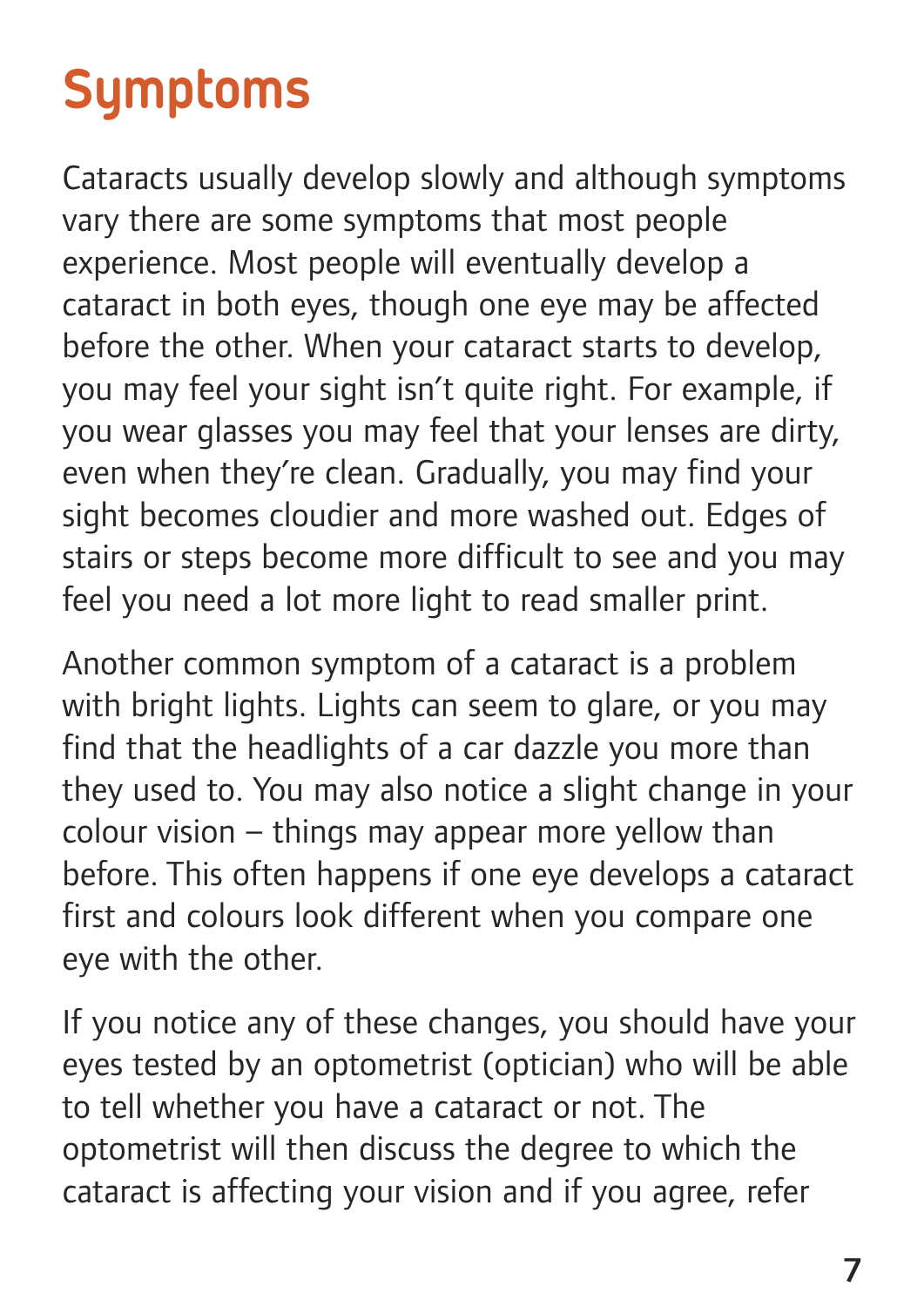# Symptoms

Cataracts usually develop slowly and although symptoms vary there are some symptoms that most people experience. Most people will eventually develop a cataract in both eyes, though one eye may be affected before the other. When your cataract starts to develop, you may feel your sight isn't quite right. For example, if you wear glasses you may feel that your lenses are dirty, even when they're clean. Gradually, you may find your sight becomes cloudier and more washed out. Edges of stairs or steps become more difficult to see and you may feel you need a lot more light to read smaller print.

Another common symptom of a cataract is a problem with bright lights. Lights can seem to glare, or you may find that the headlights of a car dazzle you more than they used to. You may also notice a slight change in your colour vision – things may appear more yellow than before. This often happens if one eye develops a cataract first and colours look different when you compare one eye with the other.

If you notice any of these changes, you should have your eyes tested by an optometrist (optician) who will be able to tell whether you have a cataract or not. The optometrist will then discuss the degree to which the cataract is affecting your vision and if you agree, refer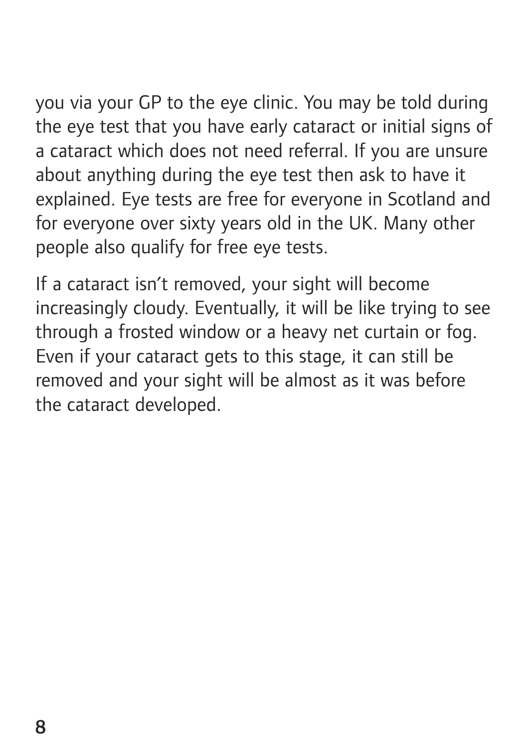you via your GP to the eye clinic. You may be told during the eye test that you have early cataract or initial signs of a cataract which does not need referral. If you are unsure about anything during the eye test then ask to have it explained. Eye tests are free for everyone in Scotland and for everyone over sixty years old in the UK. Many other people also qualify for free eye tests.

If a cataract isn't removed, your sight will become increasingly cloudy. Eventually, it will be like trying to see through a frosted window or a heavy net curtain or fog. Even if your cataract gets to this stage, it can still be removed and your sight will be almost as it was before the cataract developed.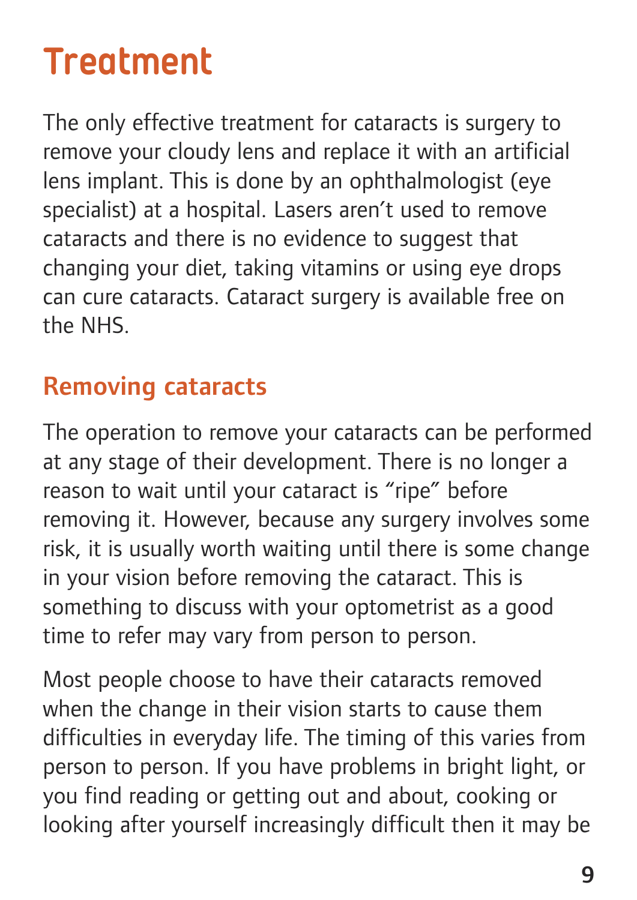# Treatment

The only effective treatment for cataracts is surgery to remove your cloudy lens and replace it with an artificial lens implant. This is done by an ophthalmologist (eye specialist) at a hospital. Lasers aren't used to remove cataracts and there is no evidence to suggest that changing your diet, taking vitamins or using eye drops can cure cataracts. Cataract surgery is available free on the NHS.

## Removing cataracts

The operation to remove your cataracts can be performed at any stage of their development. There is no longer a reason to wait until your cataract is "ripe" before removing it. However, because any surgery involves some risk, it is usually worth waiting until there is some change in your vision before removing the cataract. This is something to discuss with your optometrist as a good time to refer may vary from person to person.

Most people choose to have their cataracts removed when the change in their vision starts to cause them difficulties in everyday life. The timing of this varies from person to person. If you have problems in bright light, or you find reading or getting out and about, cooking or looking after yourself increasingly difficult then it may be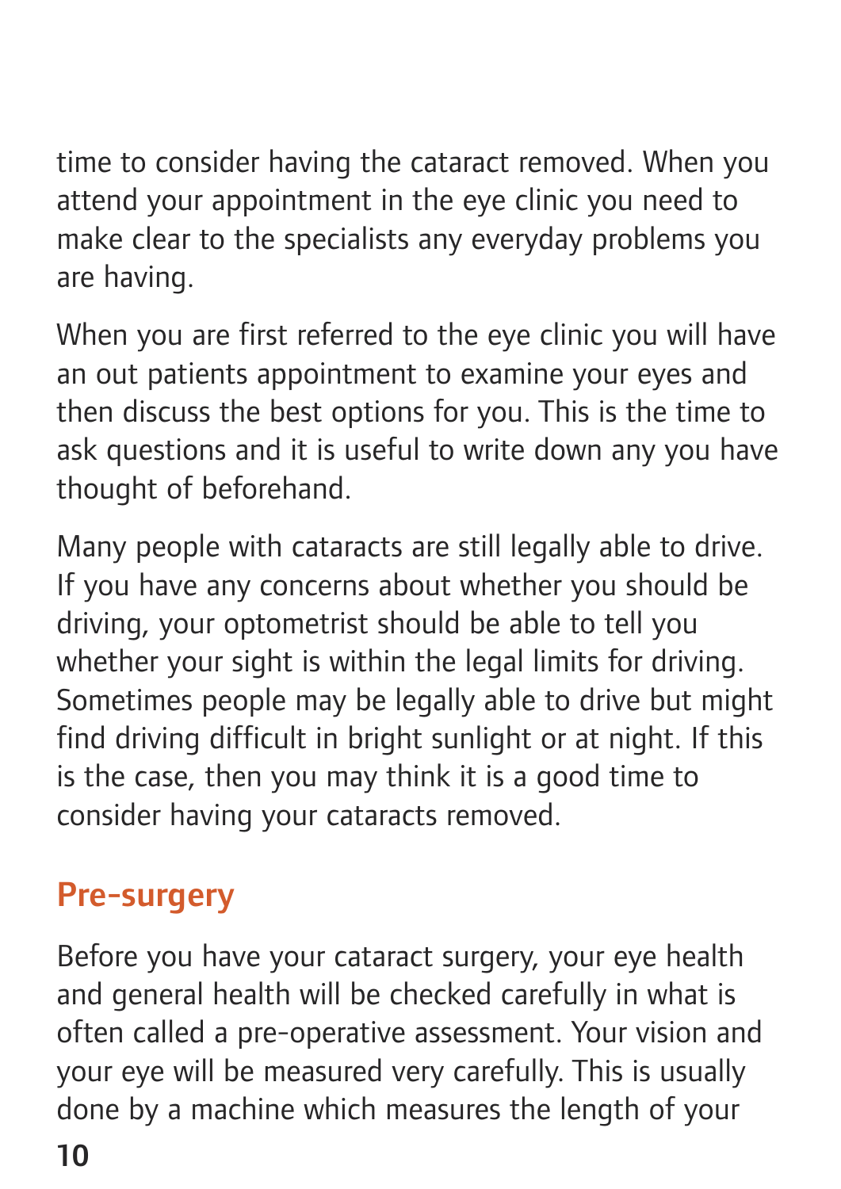time to consider having the cataract removed. When you attend your appointment in the eye clinic you need to make clear to the specialists any everyday problems you are having.

When you are first referred to the eye clinic you will have an out patients appointment to examine your eyes and then discuss the best options for you. This is the time to ask questions and it is useful to write down any you have thought of beforehand.

Many people with cataracts are still legally able to drive. If you have any concerns about whether you should be driving, your optometrist should be able to tell you whether your sight is within the legal limits for driving. Sometimes people may be legally able to drive but might find driving difficult in bright sunlight or at night. If this is the case, then you may think it is a good time to consider having your cataracts removed.

## Pre-surgery

Before you have your cataract surgery, your eye health and general health will be checked carefully in what is often called a pre-operative assessment. Your vision and your eye will be measured very carefully. This is usually done by a machine which measures the length of your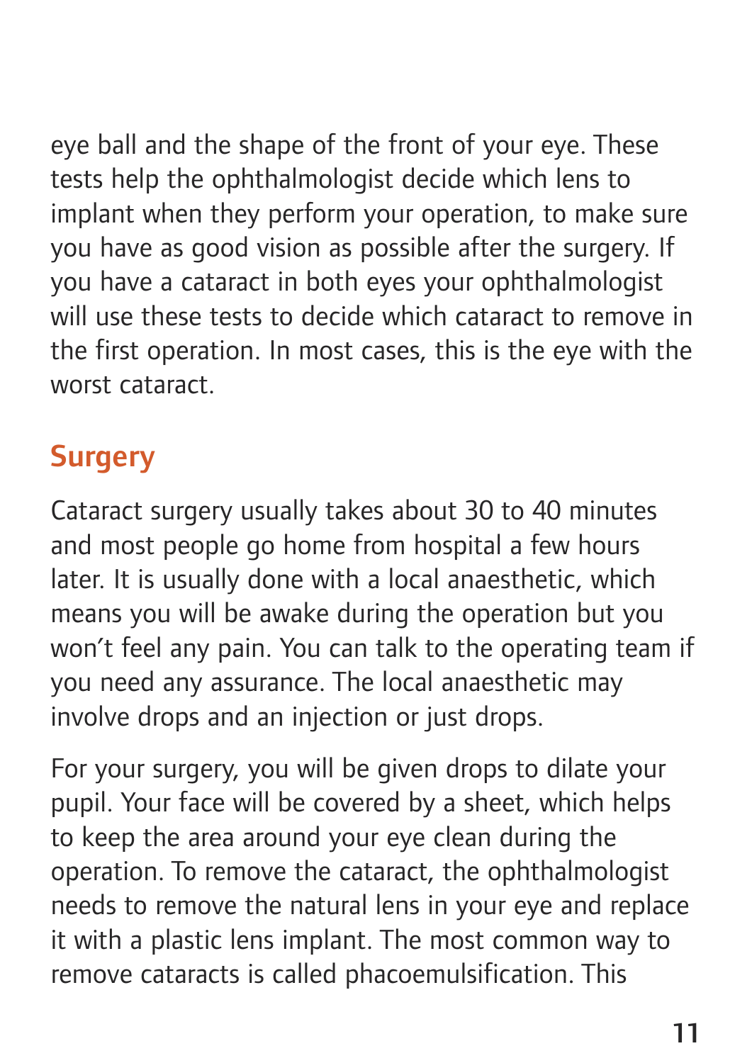eye ball and the shape of the front of your eye. These tests help the ophthalmologist decide which lens to implant when they perform your operation, to make sure you have as good vision as possible after the surgery. If you have a cataract in both eyes your ophthalmologist will use these tests to decide which cataract to remove in the first operation. In most cases, this is the eye with the worst cataract.

## Surgery

Cataract surgery usually takes about 30 to 40 minutes and most people go home from hospital a few hours later. It is usually done with a local anaesthetic, which means you will be awake during the operation but you won't feel any pain. You can talk to the operating team if you need any assurance. The local anaesthetic may involve drops and an injection or just drops.

For your surgery, you will be given drops to dilate your pupil. Your face will be covered by a sheet, which helps to keep the area around your eye clean during the operation. To remove the cataract, the ophthalmologist needs to remove the natural lens in your eye and replace it with a plastic lens implant. The most common way to remove cataracts is called phacoemulsification. This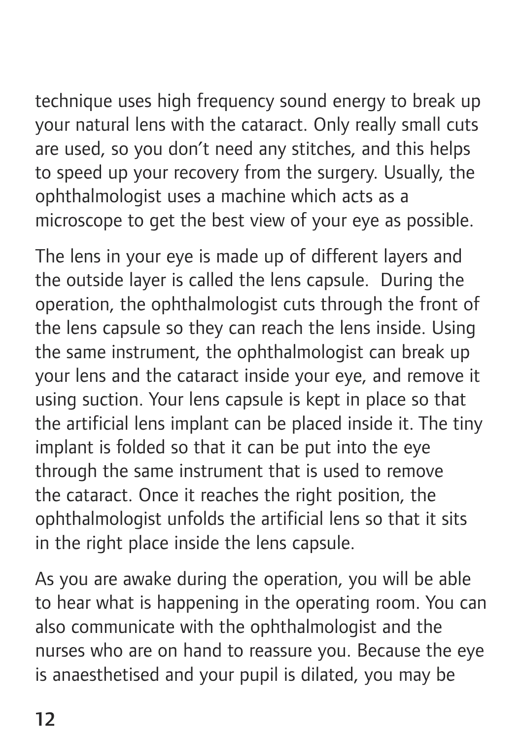technique uses high frequency sound energy to break up your natural lens with the cataract. Only really small cuts are used, so you don't need any stitches, and this helps to speed up your recovery from the surgery. Usually, the ophthalmologist uses a machine which acts as a microscope to get the best view of your eye as possible.

The lens in your eye is made up of different layers and the outside layer is called the lens capsule. During the operation, the ophthalmologist cuts through the front of the lens capsule so they can reach the lens inside. Using the same instrument, the ophthalmologist can break up your lens and the cataract inside your eye, and remove it using suction. Your lens capsule is kept in place so that the artificial lens implant can be placed inside it. The tiny implant is folded so that it can be put into the eye through the same instrument that is used to remove the cataract. Once it reaches the right position, the ophthalmologist unfolds the artificial lens so that it sits in the right place inside the lens capsule.

As you are awake during the operation, you will be able to hear what is happening in the operating room. You can also communicate with the ophthalmologist and the nurses who are on hand to reassure you. Because the eye is anaesthetised and your pupil is dilated, you may be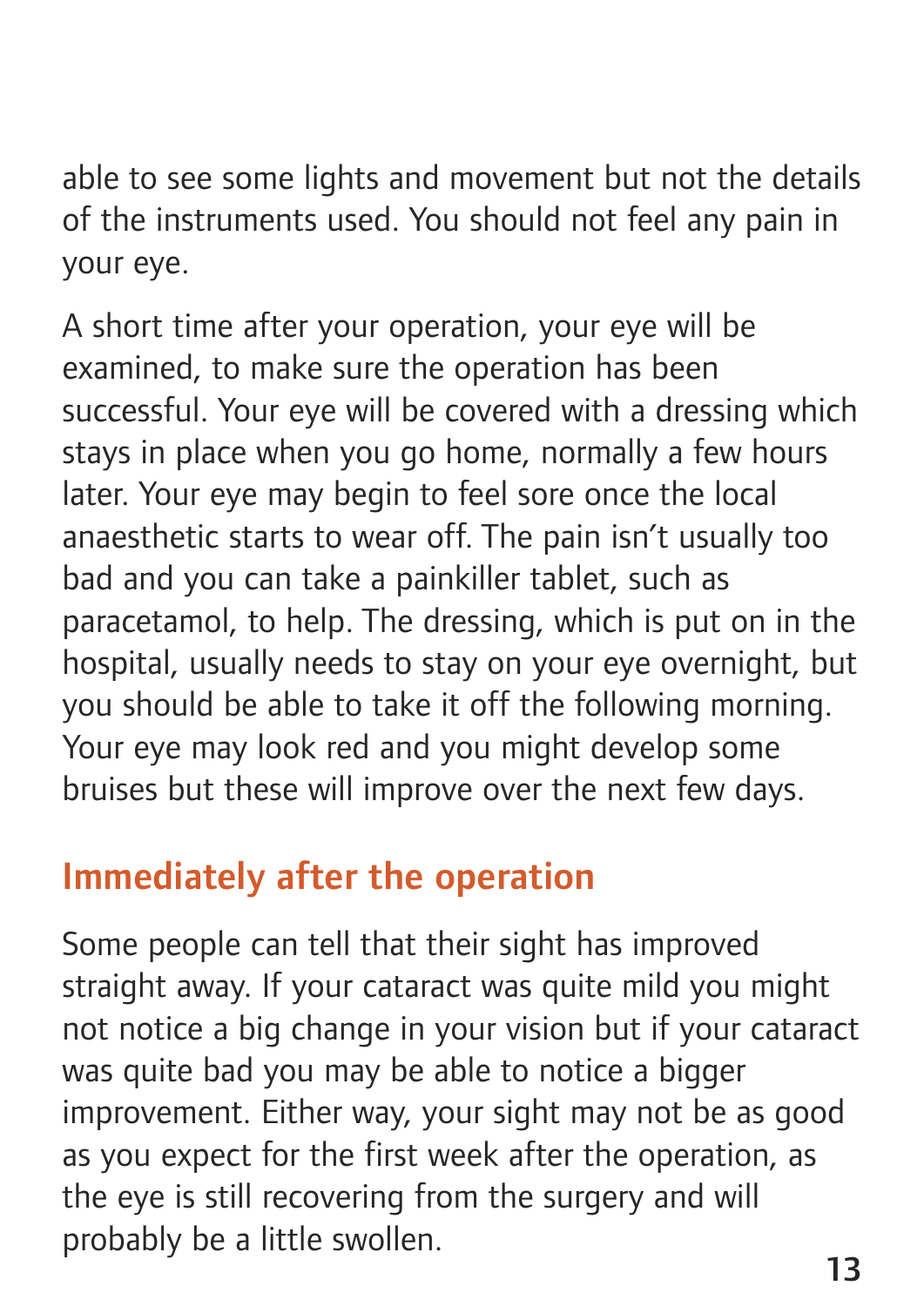able to see some lights and movement but not the details of the instruments used. You should not feel any pain in your eye.

A short time after your operation, your eye will be examined, to make sure the operation has been successful. Your eye will be covered with a dressing which stays in place when you go home, normally a few hours later. Your eye may begin to feel sore once the local anaesthetic starts to wear off. The pain isn't usually too bad and you can take a painkiller tablet, such as paracetamol, to help. The dressing, which is put on in the hospital, usually needs to stay on your eye overnight, but you should be able to take it off the following morning. Your eye may look red and you might develop some bruises but these will improve over the next few days.

## Immediately after the operation

Some people can tell that their sight has improved straight away. If your cataract was quite mild you might not notice a big change in your vision but if your cataract was quite bad you may be able to notice a bigger improvement. Either way, your sight may not be as good as you expect for the first week after the operation, as the eye is still recovering from the surgery and will probably be a little swollen.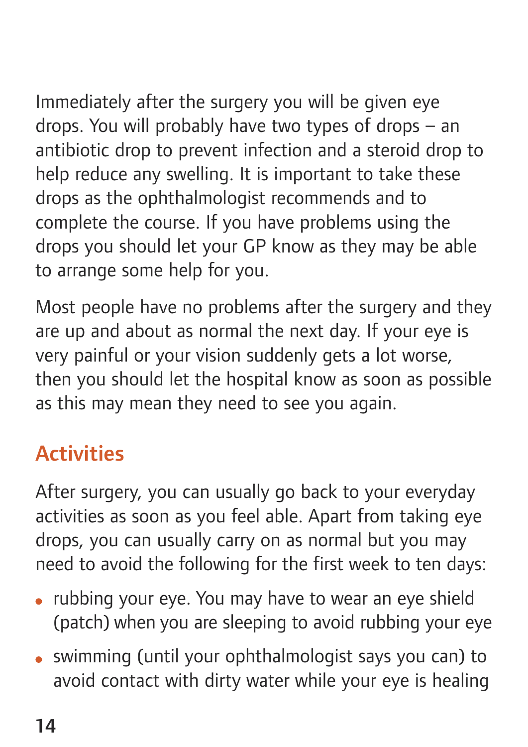Immediately after the surgery you will be given eye drops. You will probably have two types of drops – an antibiotic drop to prevent infection and a steroid drop to help reduce any swelling. It is important to take these drops as the ophthalmologist recommends and to complete the course. If you have problems using the drops you should let your GP know as they may be able to arrange some help for you.

Most people have no problems after the surgery and they are up and about as normal the next day. If your eye is very painful or your vision suddenly gets a lot worse, then you should let the hospital know as soon as possible as this may mean they need to see you again.

## Activities

After surgery, you can usually go back to your everyday activities as soon as you feel able. Apart from taking eye drops, you can usually carry on as normal but you may need to avoid the following for the first week to ten days:

- rubbing your eye. You may have to wear an eye shield (patch) when you are sleeping to avoid rubbing your eye
- swimming (until your ophthalmologist says you can) to avoid contact with dirty water while your eye is healing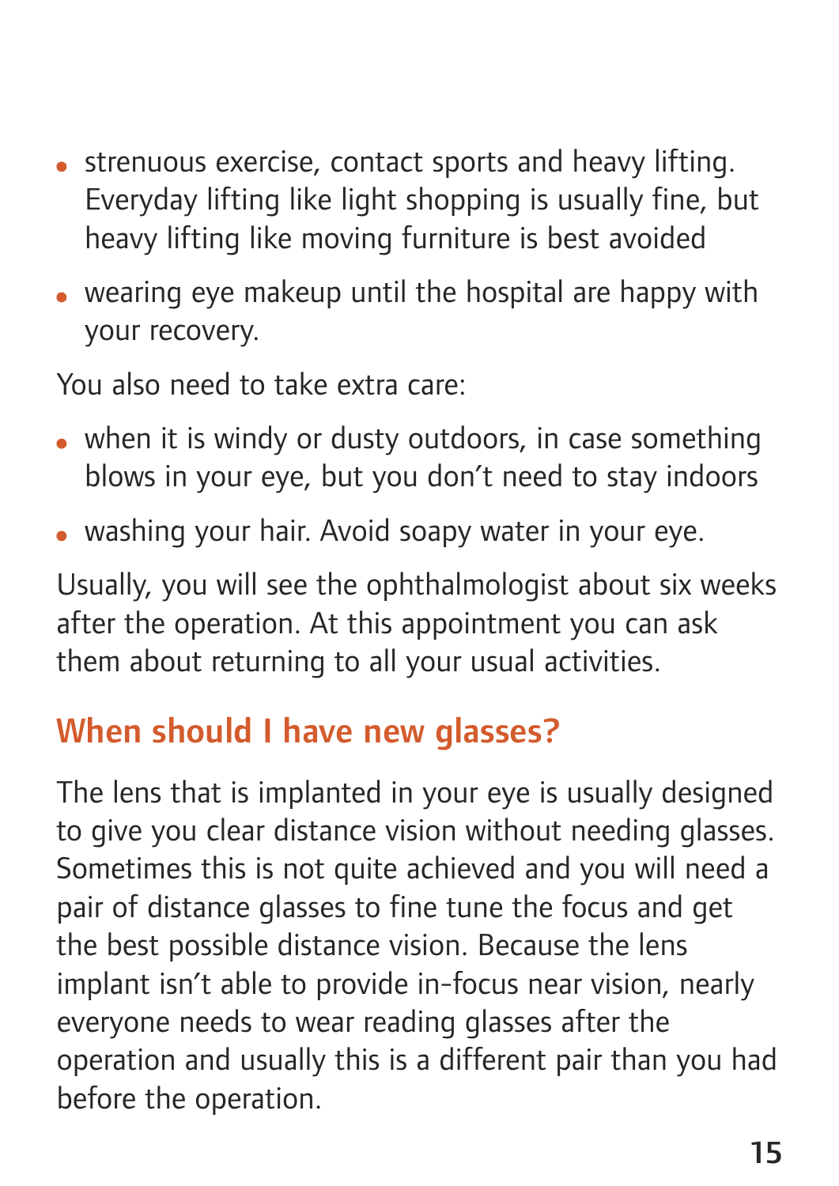- strenuous exercise, contact sports and heavy lifting. Everyday lifting like light shopping is usually fine, but heavy lifting like moving furniture is best avoided
- wearing eye makeup until the hospital are happy with your recovery.

You also need to take extra care:

- when it is windy or dusty outdoors, in case something blows in your eye, but you don't need to stay indoors
- washing your hair. Avoid soapy water in your eye.

Usually, you will see the ophthalmologist about six weeks after the operation. At this appointment you can ask them about returning to all your usual activities.

## When should I have new glasses?

The lens that is implanted in your eye is usually designed to give you clear distance vision without needing glasses. Sometimes this is not quite achieved and you will need a pair of distance glasses to fine tune the focus and get the best possible distance vision. Because the lens implant isn't able to provide in-focus near vision, nearly everyone needs to wear reading glasses after the operation and usually this is a different pair than you had before the operation.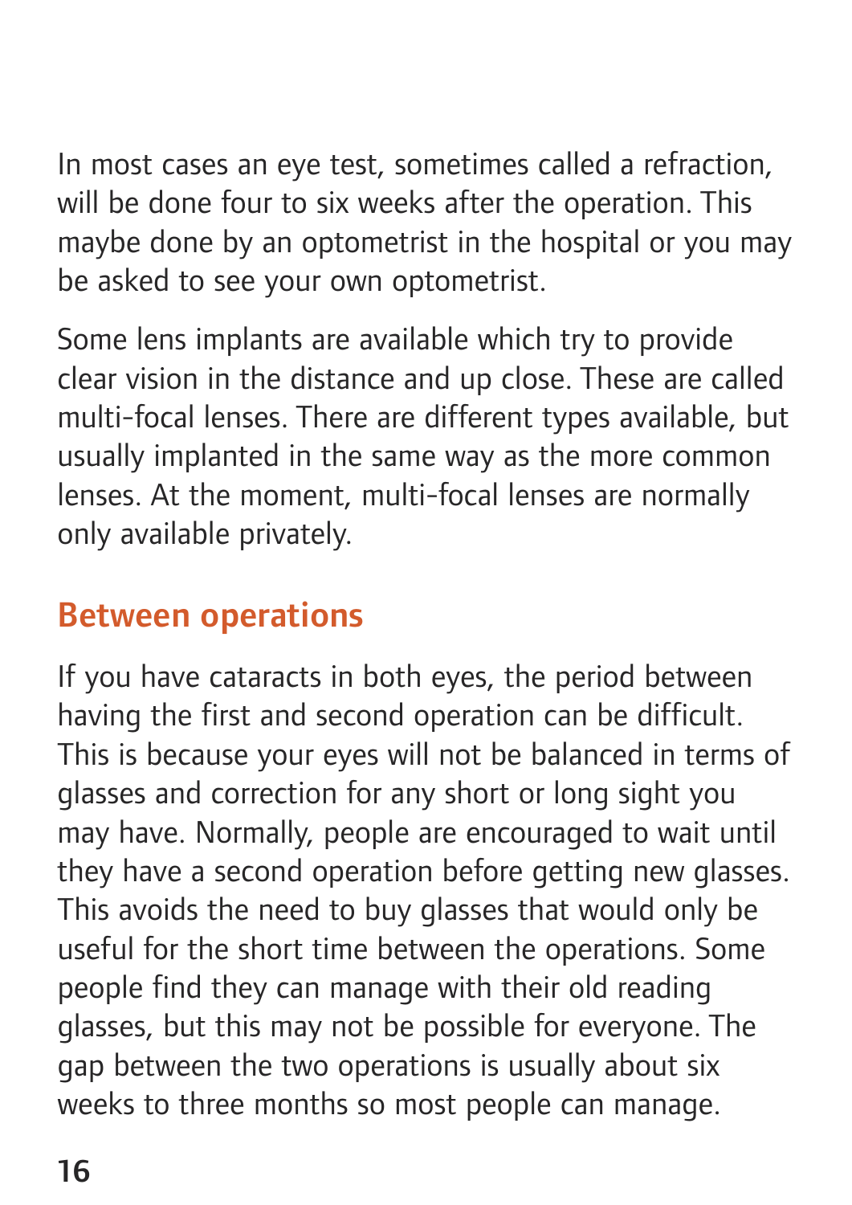In most cases an eye test, sometimes called a refraction, will be done four to six weeks after the operation. This maybe done by an optometrist in the hospital or you may be asked to see your own optometrist.

Some lens implants are available which try to provide clear vision in the distance and up close. These are called multi-focal lenses. There are different types available, but usually implanted in the same way as the more common lenses. At the moment, multi-focal lenses are normally only available privately.

## Between operations

If you have cataracts in both eyes, the period between having the first and second operation can be difficult. This is because your eyes will not be balanced in terms of glasses and correction for any short or long sight you may have. Normally, people are encouraged to wait until they have a second operation before getting new glasses. This avoids the need to buy glasses that would only be useful for the short time between the operations. Some people find they can manage with their old reading glasses, but this may not be possible for everyone. The gap between the two operations is usually about six weeks to three months so most people can manage.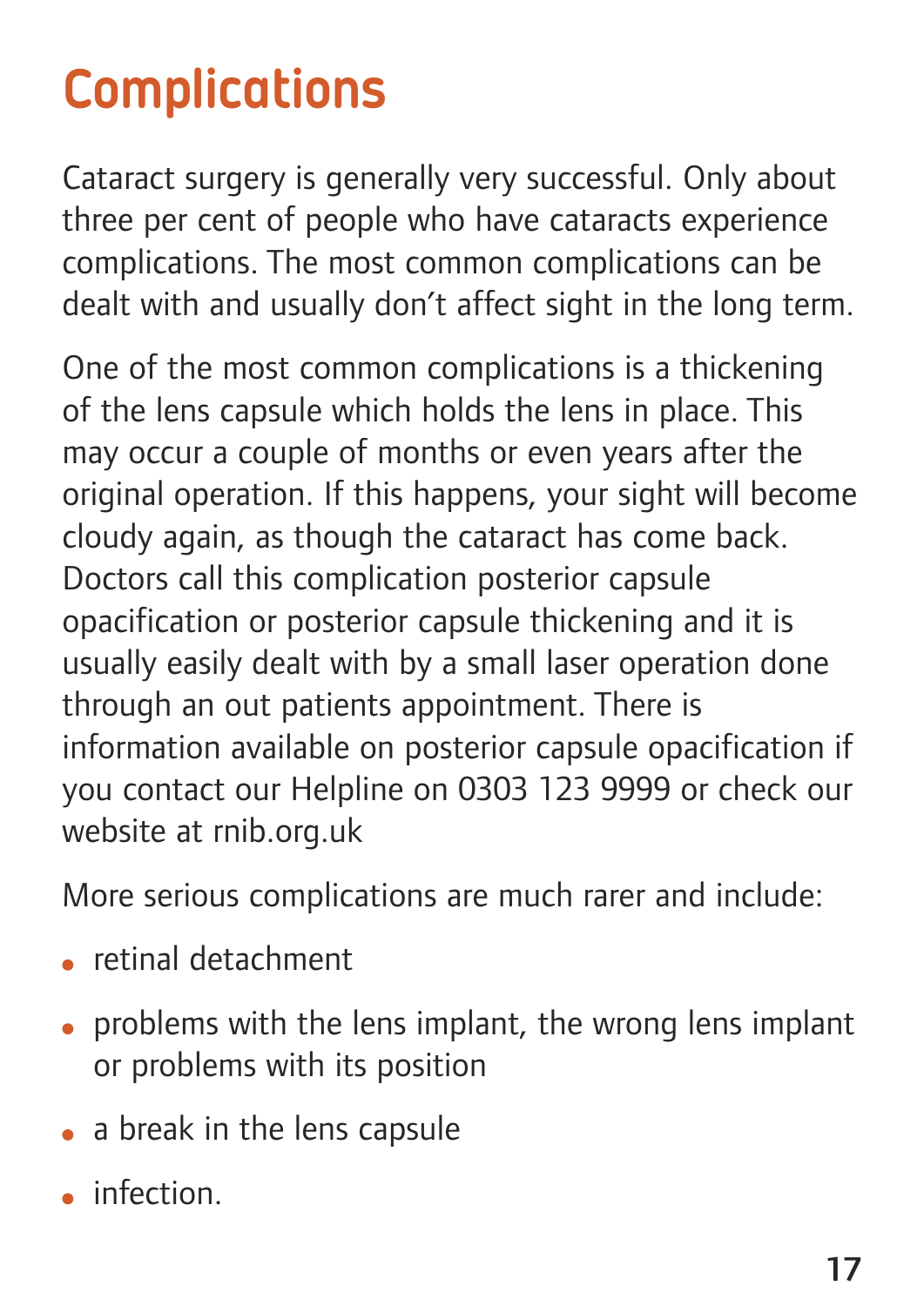# Complications

Cataract surgery is generally very successful. Only about three per cent of people who have cataracts experience complications. The most common complications can be dealt with and usually don't affect sight in the long term.

One of the most common complications is a thickening of the lens capsule which holds the lens in place. This may occur a couple of months or even years after the original operation. If this happens, your sight will become cloudy again, as though the cataract has come back. Doctors call this complication posterior capsule opacification or posterior capsule thickening and it is usually easily dealt with by a small laser operation done through an out patients appointment. There is information available on posterior capsule opacification if you contact our Helpline on 0303 123 9999 or check our website at rnib.org.uk

More serious complications are much rarer and include:

- retinal detachment
- problems with the lens implant, the wrong lens implant or problems with its position
- a break in the lens capsule
- infection.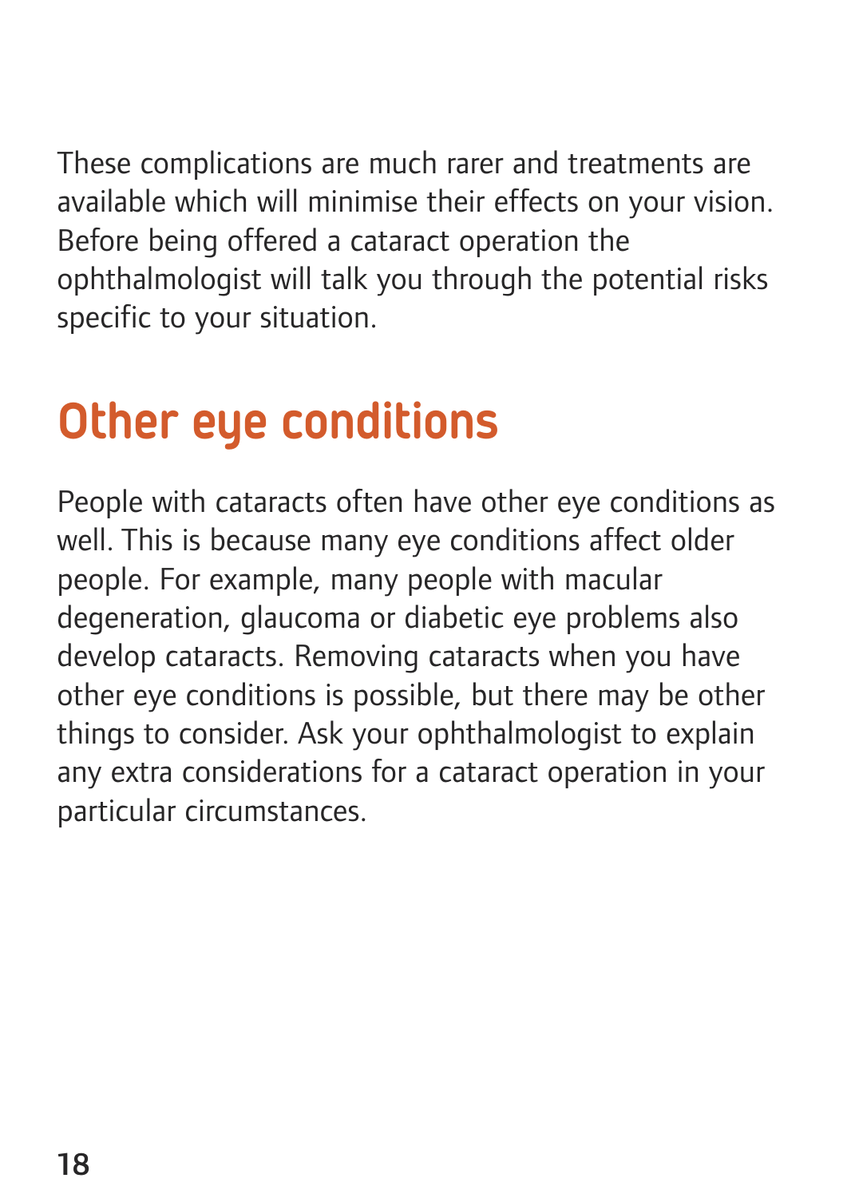These complications are much rarer and treatments are available which will minimise their effects on your vision. Before being offered a cataract operation the ophthalmologist will talk you through the potential risks specific to your situation.

## Other eye conditions

People with cataracts often have other eye conditions as well. This is because many eye conditions affect older people. For example, many people with macular degeneration, glaucoma or diabetic eye problems also develop cataracts. Removing cataracts when you have other eye conditions is possible, but there may be other things to consider. Ask your ophthalmologist to explain any extra considerations for a cataract operation in your particular circumstances.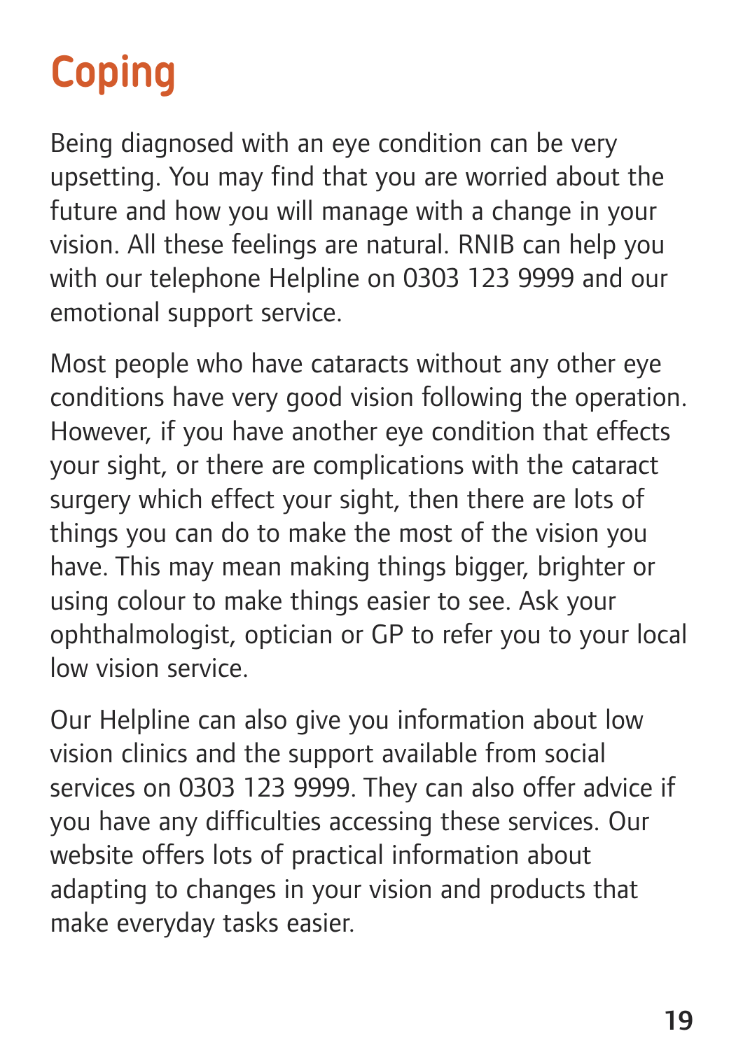# Coping

Being diagnosed with an eye condition can be very upsetting. You may find that you are worried about the future and how you will manage with a change in your vision. All these feelings are natural. RNIB can help you with our telephone Helpline on 0303 123 9999 and our emotional support service.

Most people who have cataracts without any other eye conditions have very good vision following the operation. However, if you have another eye condition that effects your sight, or there are complications with the cataract surgery which effect your sight, then there are lots of things you can do to make the most of the vision you have. This may mean making things bigger, brighter or using colour to make things easier to see. Ask your ophthalmologist, optician or GP to refer you to your local low vision service.

Our Helpline can also give you information about low vision clinics and the support available from social services on 0303 123 9999. They can also offer advice if you have any difficulties accessing these services. Our website offers lots of practical information about adapting to changes in your vision and products that make everyday tasks easier.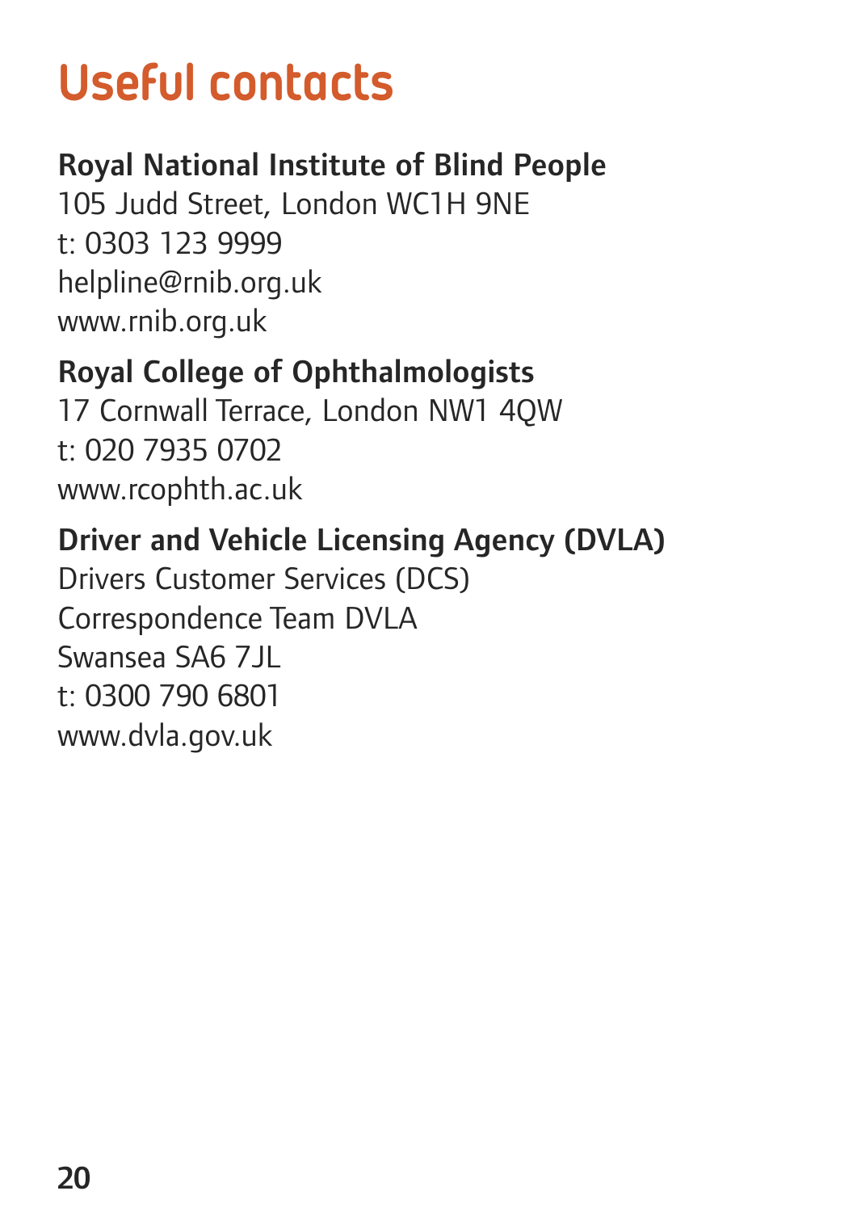# Useful contacts

**Royal National Institute of Blind People**
105 Judd Street, London WC1H 9NE
t: 0303 123 9999
helpline@rnib.org.uk
www.rnib.org.uk

**Royal College of Ophthalmologists**
17 Cornwall Terrace, London NW1 4QW
t: 020 7935 0702
www.rcophth.ac.uk

**Driver and Vehicle Licensing Agency (DVLA)**
Drivers Customer Services (DCS)
Correspondence Team DVLA
Swansea SA6 7JL
t: 0300 790 6801
www.dvla.gov.uk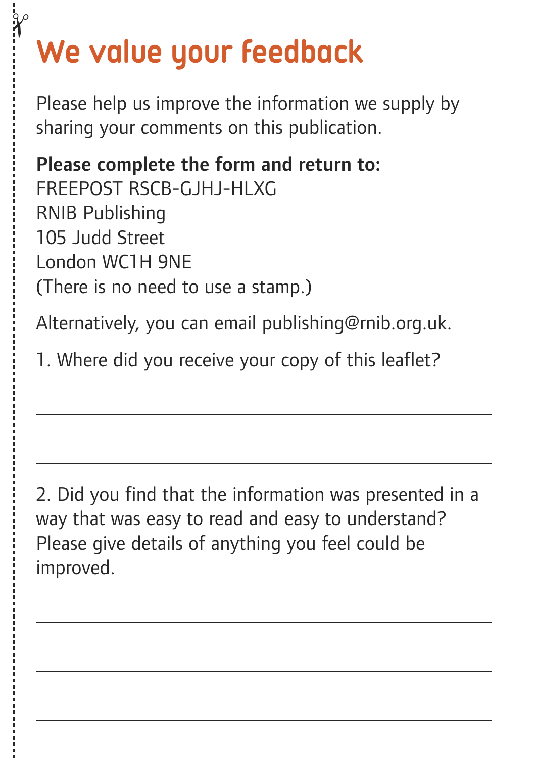# We value your feedback

Please help us improve the information we supply by sharing your comments on this publication.

**Please complete the form and return to:**
FREEPOST RSCB-GJHJ-HLXG
RNIB Publishing
105 Judd Street
London WC1H 9NE
(There is no need to use a stamp.)

Alternatively, you can email publishing@rnib.org.uk.

1. Where did you receive your copy of this leaflet?

\_\_\_\_\_\_\_\_\_\_\_\_\_\_\_\_\_\_\_\_\_\_\_\_\_\_\_\_\_\_\_\_\_\_\_\_\_\_\_\_

\_\_\_\_\_\_\_\_\_\_\_\_\_\_\_\_\_\_\_\_\_\_\_\_\_\_\_\_\_\_\_\_\_\_\_\_\_\_\_\_

2. Did you find that the information was presented in a way that was easy to read and easy to understand? Please give details of anything you feel could be improved.

\_\_\_\_\_\_\_\_\_\_\_\_\_\_\_\_\_\_\_\_\_\_\_\_\_\_\_\_\_\_\_\_\_\_\_\_\_\_\_\_

\_\_\_\_\_\_\_\_\_\_\_\_\_\_\_\_\_\_\_\_\_\_\_\_\_\_\_\_\_\_\_\_\_\_\_\_\_\_\_\_

\_\_\_\_\_\_\_\_\_\_\_\_\_\_\_\_\_\_\_\_\_\_\_\_\_\_\_\_\_\_\_\_\_\_\_\_\_\_\_\_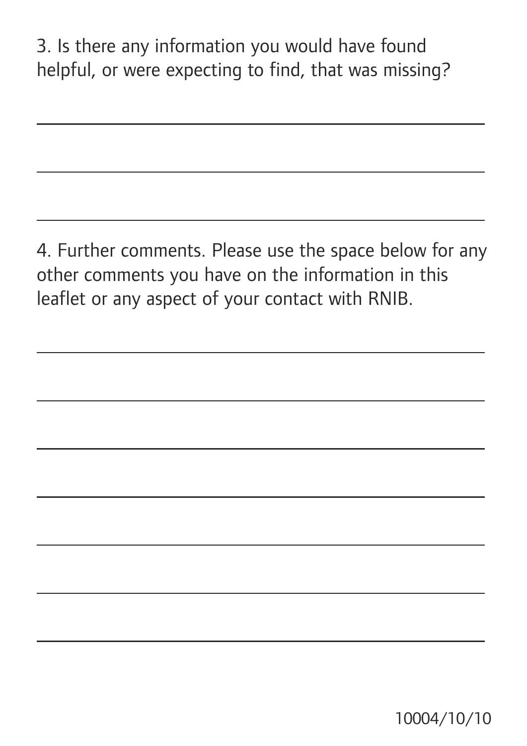3. Is there any information you would have found helpful, or were expecting to find, that was missing?

\_\_\_\_\_\_\_\_\_\_\_\_\_\_\_\_\_\_\_\_\_\_\_\_\_\_\_\_\_\_\_\_\_\_\_\_\_\_\_\_

\_\_\_\_\_\_\_\_\_\_\_\_\_\_\_\_\_\_\_\_\_\_\_\_\_\_\_\_\_\_\_\_\_\_\_\_\_\_\_\_

\_\_\_\_\_\_\_\_\_\_\_\_\_\_\_\_\_\_\_\_\_\_\_\_\_\_\_\_\_\_\_\_\_\_\_\_\_\_\_\_

4. Further comments. Please use the space below for any other comments you have on the information in this leaflet or any aspect of your contact with RNIB.

\_\_\_\_\_\_\_\_\_\_\_\_\_\_\_\_\_\_\_\_\_\_\_\_\_\_\_\_\_\_\_\_\_\_\_\_\_\_\_\_

\_\_\_\_\_\_\_\_\_\_\_\_\_\_\_\_\_\_\_\_\_\_\_\_\_\_\_\_\_\_\_\_\_\_\_\_\_\_\_\_

\_\_\_\_\_\_\_\_\_\_\_\_\_\_\_\_\_\_\_\_\_\_\_\_\_\_\_\_\_\_\_\_\_\_\_\_\_\_\_\_

\_\_\_\_\_\_\_\_\_\_\_\_\_\_\_\_\_\_\_\_\_\_\_\_\_\_\_\_\_\_\_\_\_\_\_\_\_\_\_\_

\_\_\_\_\_\_\_\_\_\_\_\_\_\_\_\_\_\_\_\_\_\_\_\_\_\_\_\_\_\_\_\_\_\_\_\_\_\_\_\_

\_\_\_\_\_\_\_\_\_\_\_\_\_\_\_\_\_\_\_\_\_\_\_\_\_\_\_\_\_\_\_\_\_\_\_\_\_\_\_\_

\_\_\_\_\_\_\_\_\_\_\_\_\_\_\_\_\_\_\_\_\_\_\_\_\_\_\_\_\_\_\_\_\_\_\_\_\_\_\_\_

10004/10/10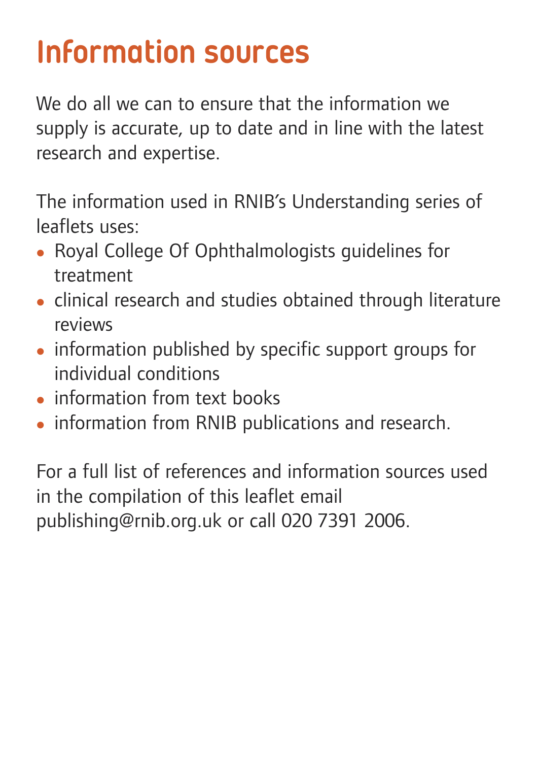# Information sources

We do all we can to ensure that the information we supply is accurate, up to date and in line with the latest research and expertise.

The information used in RNIB's Understanding series of leaflets uses:

- Royal College Of Ophthalmologists guidelines for treatment
- clinical research and studies obtained through literature reviews
- information published by specific support groups for individual conditions
- information from text books
- information from RNIB publications and research.

For a full list of references and information sources used in the compilation of this leaflet email publishing@rnib.org.uk or call 020 7391 2006.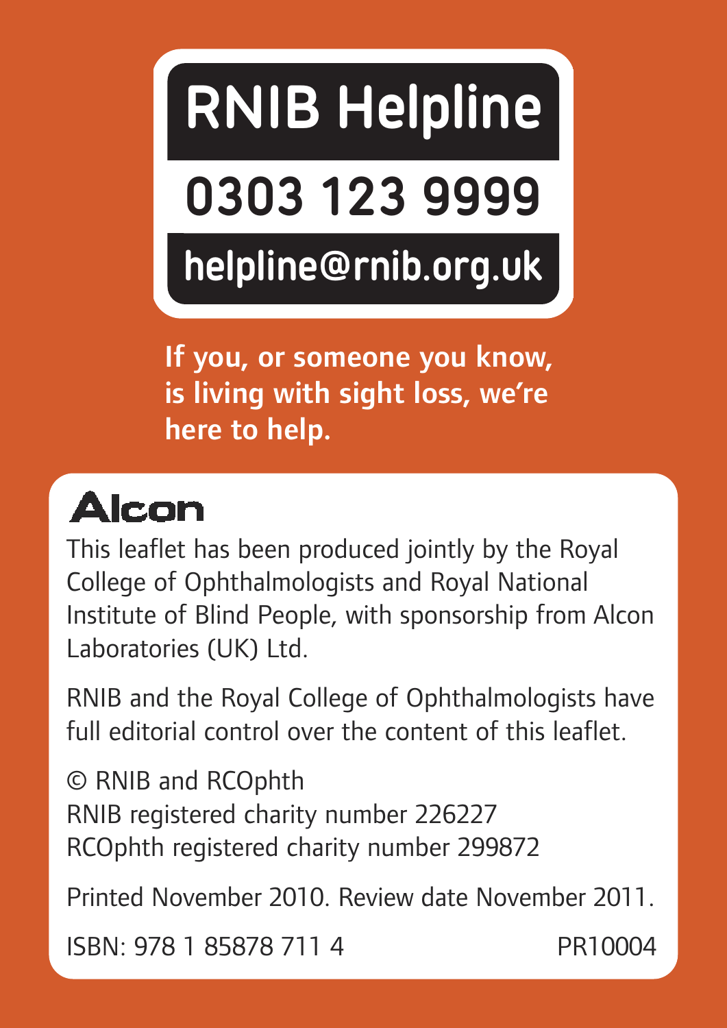# RNIB Helpline

## 0303 123 9999

**helpline@rnib.org.uk**

**If you, or someone you know, is living with sight loss, we're here to help.**

Alcon

This leaflet has been produced jointly by the Royal College of Ophthalmologists and Royal National Institute of Blind People, with sponsorship from Alcon Laboratories (UK) Ltd.

RNIB and the Royal College of Ophthalmologists have full editorial control over the content of this leaflet.

© RNIB and RCOphth
RNIB registered charity number 226227
RCOphth registered charity number 299872

Printed November 2010. Review date November 2011.

ISBN: 978 1 85878 711 4 PR10004